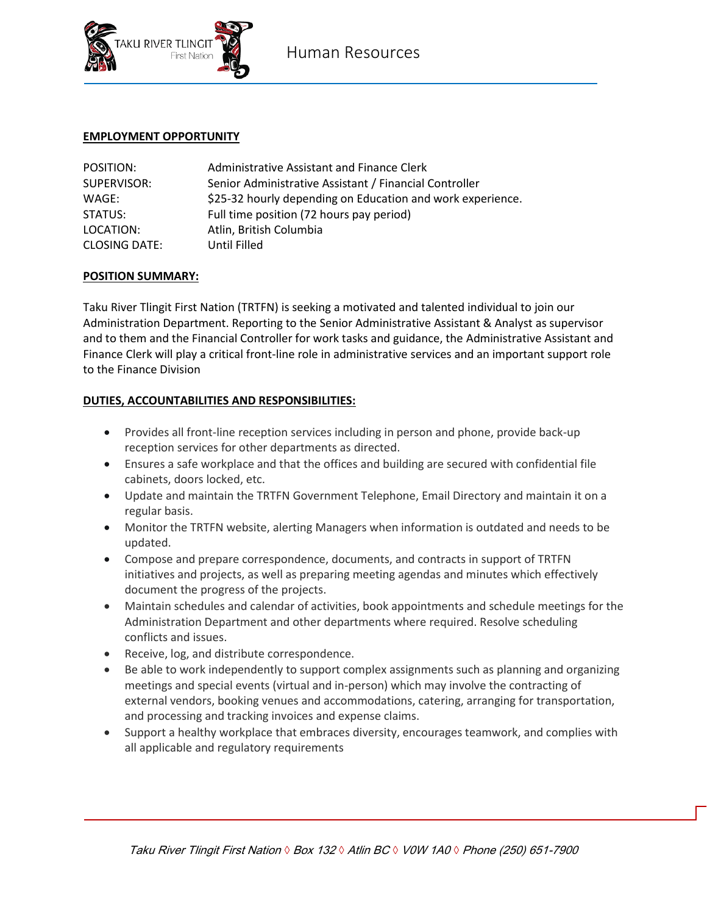**EMPLOYMENT OPPORTUNITY**

| | |
|---|---|
| POSITION: | Administrative Assistant and Finance Clerk |
| SUPERVISOR: | Senior Administrative Assistant / Financial Controller |
| WAGE: | $25-32 hourly depending on Education and work experience. |
| STATUS: | Full time position (72 hours pay period) |
| LOCATION: | Atlin, British Columbia |
| CLOSING DATE: | Until Filled |

**POSITION SUMMARY:**

Taku River Tlingit First Nation (TRTFN) is seeking a motivated and talented individual to join our Administration Department. Reporting to the Senior Administrative Assistant & Analyst as supervisor and to them and the Financial Controller for work tasks and guidance, the Administrative Assistant and Finance Clerk will play a critical front-line role in administrative services and an important support role to the Finance Division

**DUTIES, ACCOUNTABILITIES AND RESPONSIBILITIES:**

- Provides all front-line reception services including in person and phone, provide back-up reception services for other departments as directed.
- Ensures a safe workplace and that the offices and building are secured with confidential file cabinets, doors locked, etc.
- Update and maintain the TRTFN Government Telephone, Email Directory and maintain it on a regular basis.
- Monitor the TRTFN website, alerting Managers when information is outdated and needs to be updated.
- Compose and prepare correspondence, documents, and contracts in support of TRTFN initiatives and projects, as well as preparing meeting agendas and minutes which effectively document the progress of the projects.
- Maintain schedules and calendar of activities, book appointments and schedule meetings for the Administration Department and other departments where required. Resolve scheduling conflicts and issues.
- Receive, log, and distribute correspondence.
- Be able to work independently to support complex assignments such as planning and organizing meetings and special events (virtual and in-person) which may involve the contracting of external vendors, booking venues and accommodations, catering, arranging for transportation, and processing and tracking invoices and expense claims.
- Support a healthy workplace that embraces diversity, encourages teamwork, and complies with all applicable and regulatory requirements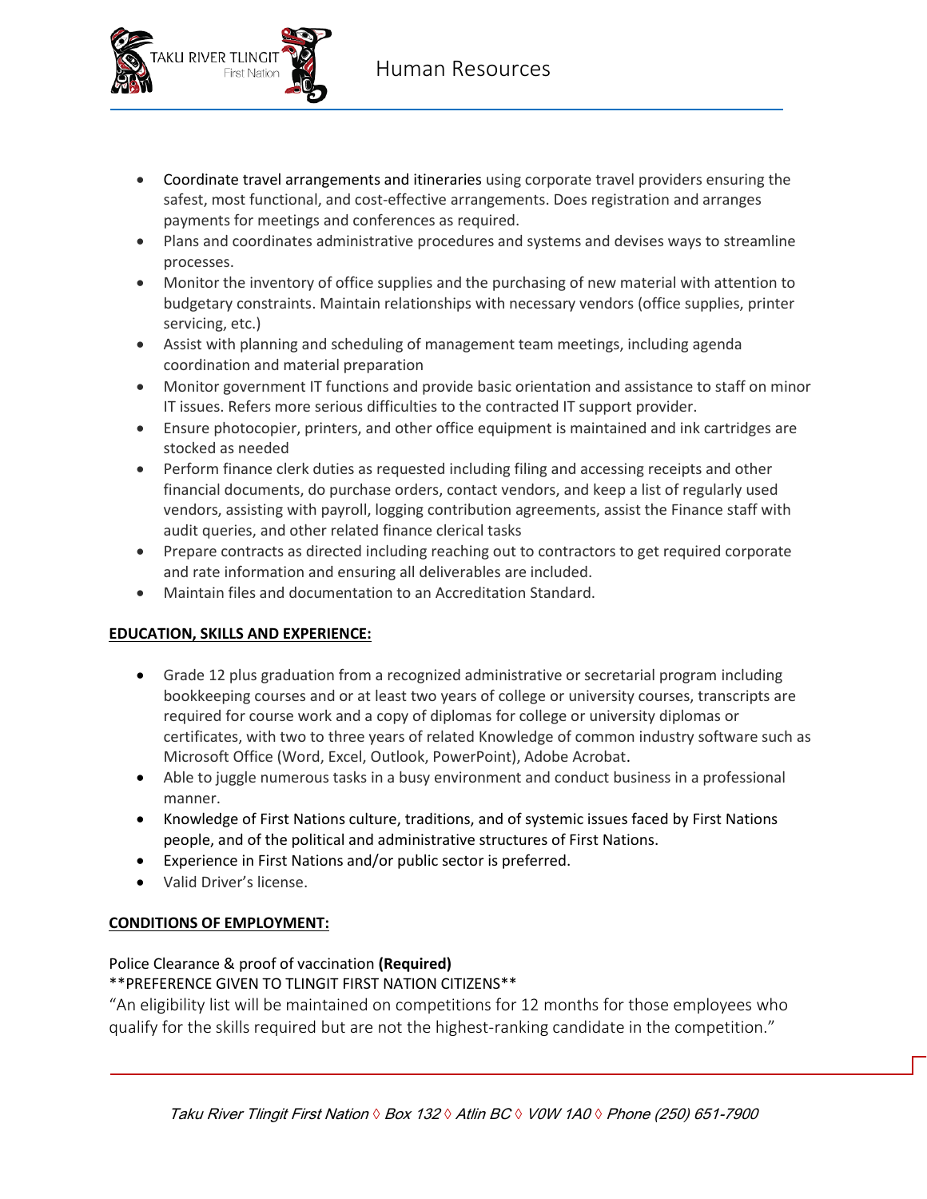- Coordinate travel arrangements and itineraries using corporate travel providers ensuring the safest, most functional, and cost-effective arrangements. Does registration and arranges payments for meetings and conferences as required.
- Plans and coordinates administrative procedures and systems and devises ways to streamline processes.
- Monitor the inventory of office supplies and the purchasing of new material with attention to budgetary constraints. Maintain relationships with necessary vendors (office supplies, printer servicing, etc.)
- Assist with planning and scheduling of management team meetings, including agenda coordination and material preparation
- Monitor government IT functions and provide basic orientation and assistance to staff on minor IT issues. Refers more serious difficulties to the contracted IT support provider.
- Ensure photocopier, printers, and other office equipment is maintained and ink cartridges are stocked as needed
- Perform finance clerk duties as requested including filing and accessing receipts and other financial documents, do purchase orders, contact vendors, and keep a list of regularly used vendors, assisting with payroll, logging contribution agreements, assist the Finance staff with audit queries, and other related finance clerical tasks
- Prepare contracts as directed including reaching out to contractors to get required corporate and rate information and ensuring all deliverables are included.
- Maintain files and documentation to an Accreditation Standard.

**EDUCATION, SKILLS AND EXPERIENCE:**

- Grade 12 plus graduation from a recognized administrative or secretarial program including bookkeeping courses and or at least two years of college or university courses, transcripts are required for course work and a copy of diplomas for college or university diplomas or certificates, with two to three years of related Knowledge of common industry software such as Microsoft Office (Word, Excel, Outlook, PowerPoint), Adobe Acrobat.
- Able to juggle numerous tasks in a busy environment and conduct business in a professional manner.
- Knowledge of First Nations culture, traditions, and of systemic issues faced by First Nations people, and of the political and administrative structures of First Nations.
- Experience in First Nations and/or public sector is preferred.
- Valid Driver's license.

**CONDITIONS OF EMPLOYMENT:**

Police Clearance & proof of vaccination **(Required)**

**PREFERENCE GIVEN TO TLINGIT FIRST NATION CITIZENS**

"An eligibility list will be maintained on competitions for 12 months for those employees who qualify for the skills required but are not the highest-ranking candidate in the competition."